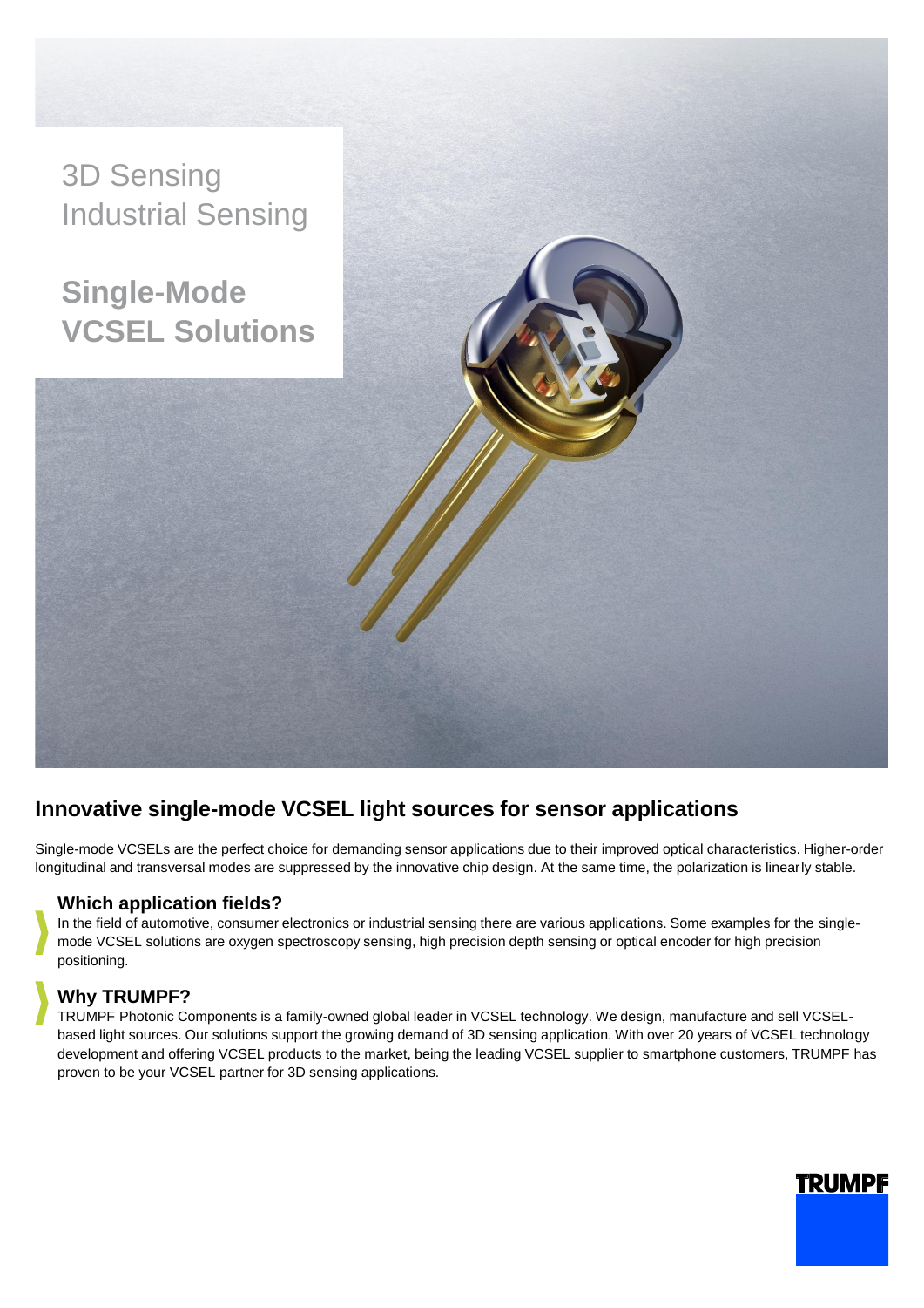3D Sensing
Industrial Sensing

# Single-Mode VCSEL Solutions

## Innovative single-mode VCSEL light sources for sensor applications

Single-mode VCSELs are the perfect choice for demanding sensor applications due to their improved optical characteristics. Higher-order longitudinal and transversal modes are suppressed by the innovative chip design. At the same time, the polarization is linearly stable.

### Which application fields?

In the field of automotive, consumer electronics or industrial sensing there are various applications. Some examples for the single-mode VCSEL solutions are oxygen spectroscopy sensing, high precision depth sensing or optical encoder for high precision positioning.

### Why TRUMPF?

TRUMPF Photonic Components is a family-owned global leader in VCSEL technology. We design, manufacture and sell VCSEL-based light sources. Our solutions support the growing demand of 3D sensing application. With over 20 years of VCSEL technology development and offering VCSEL products to the market, being the leading VCSEL supplier to smartphone customers, TRUMPF has proven to be your VCSEL partner for 3D sensing applications.

TRUMPF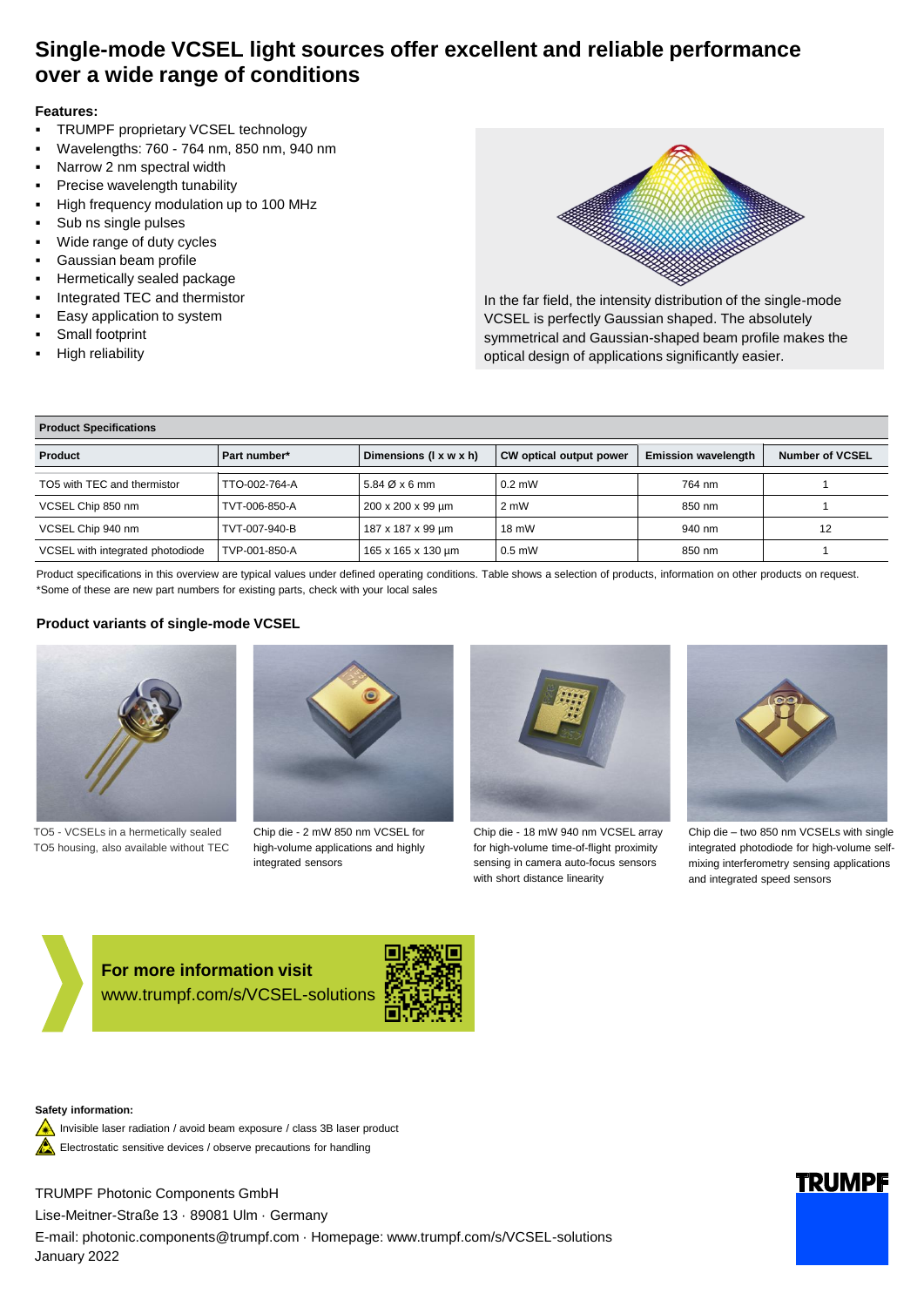# Single-mode VCSEL light sources offer excellent and reliable performance over a wide range of conditions

**Features:**

- TRUMPF proprietary VCSEL technology
- Wavelengths: 760 - 764 nm, 850 nm, 940 nm
- Narrow 2 nm spectral width
- Precise wavelength tunability
- High frequency modulation up to 100 MHz
- Sub ns single pulses
- Wide range of duty cycles
- Gaussian beam profile
- Hermetically sealed package
- Integrated TEC and thermistor
- Easy application to system
- Small footprint
- High reliability

In the far field, the intensity distribution of the single-mode VCSEL is perfectly Gaussian shaped. The absolutely symmetrical and Gaussian-shaped beam profile makes the optical design of applications significantly easier.

**Product Specifications**

| Product | Part number* | Dimensions (l x w x h) | CW optical output power | Emission wavelength | Number of VCSEL |
|---|---|---|---|---|---|
| TO5 with TEC and thermistor | TTO-002-764-A | 5.84 Ø x 6 mm | 0.2 mW | 764 nm | 1 |
| VCSEL Chip 850 nm | TVT-006-850-A | 200 x 200 x 99 µm | 2 mW | 850 nm | 1 |
| VCSEL Chip 940 nm | TVT-007-940-B | 187 x 187 x 99 µm | 18 mW | 940 nm | 12 |
| VCSEL with integrated photodiode | TVP-001-850-A | 165 x 165 x 130 µm | 0.5 mW | 850 nm | 1 |

Product specifications in this overview are typical values under defined operating conditions. Table shows a selection of products, information on other products on request.
*Some of these are new part numbers for existing parts, check with your local sales

**Product variants of single-mode VCSEL**

TO5 - VCSELs in a hermetically sealed TO5 housing, also available without TEC

Chip die - 2 mW 850 nm VCSEL for high-volume applications and highly integrated sensors

Chip die - 18 mW 940 nm VCSEL array for high-volume time-of-flight proximity sensing in camera auto-focus sensors with short distance linearity

Chip die – two 850 nm VCSELs with single integrated photodiode for high-volume self-mixing interferometry sensing applications and integrated speed sensors

**For more information visit**
www.trumpf.com/s/VCSEL-solutions

**Safety information:**

Invisible laser radiation / avoid beam exposure / class 3B laser product

Electrostatic sensitive devices / observe precautions for handling

TRUMPF Photonic Components GmbH
Lise-Meitner-Straße 13 · 89081 Ulm · Germany
E-mail: photonic.components@trumpf.com · Homepage: www.trumpf.com/s/VCSEL-solutions
January 2022

TRUMPF